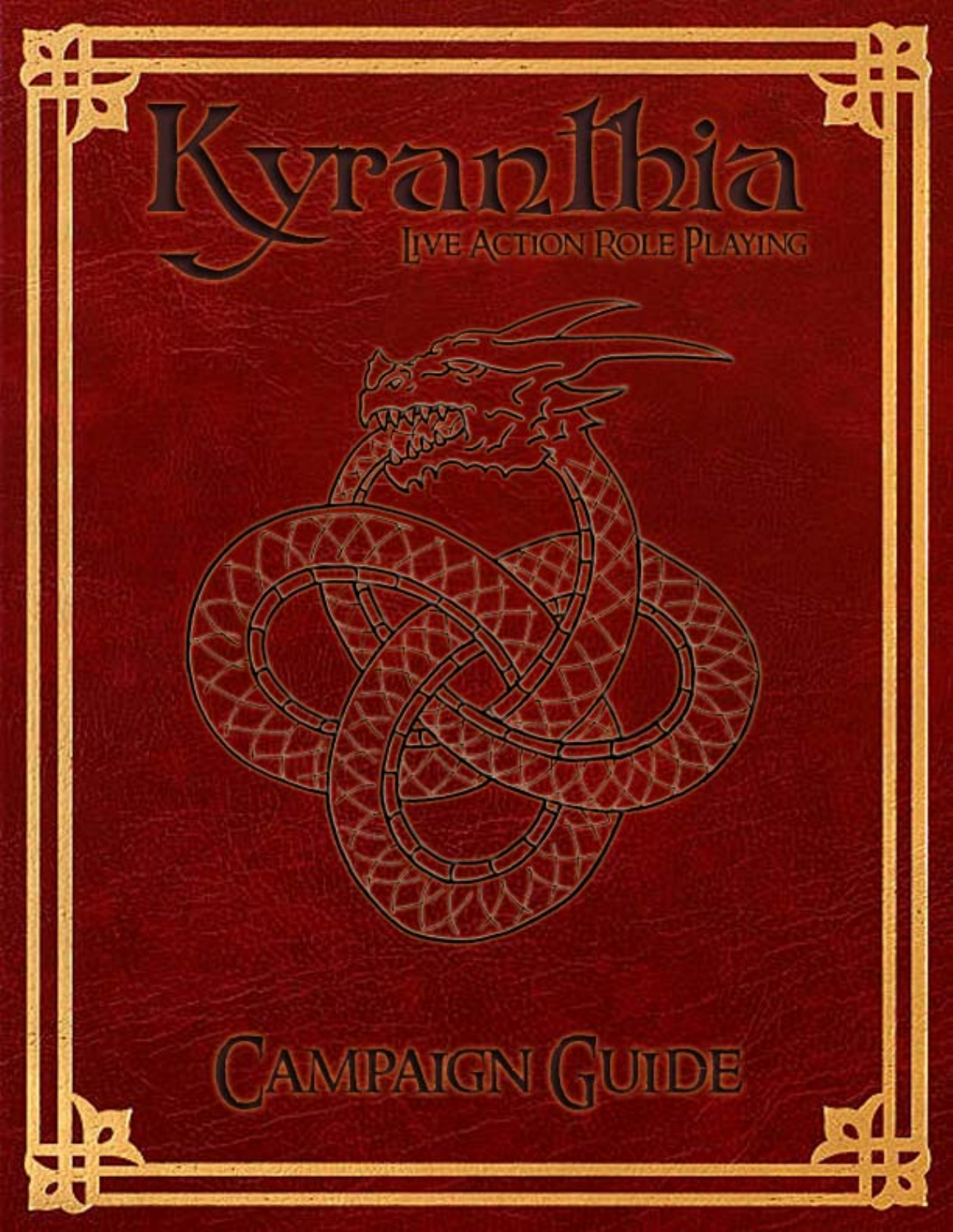# Kyranthia

## Live Action Role Playing

# Campaign Guide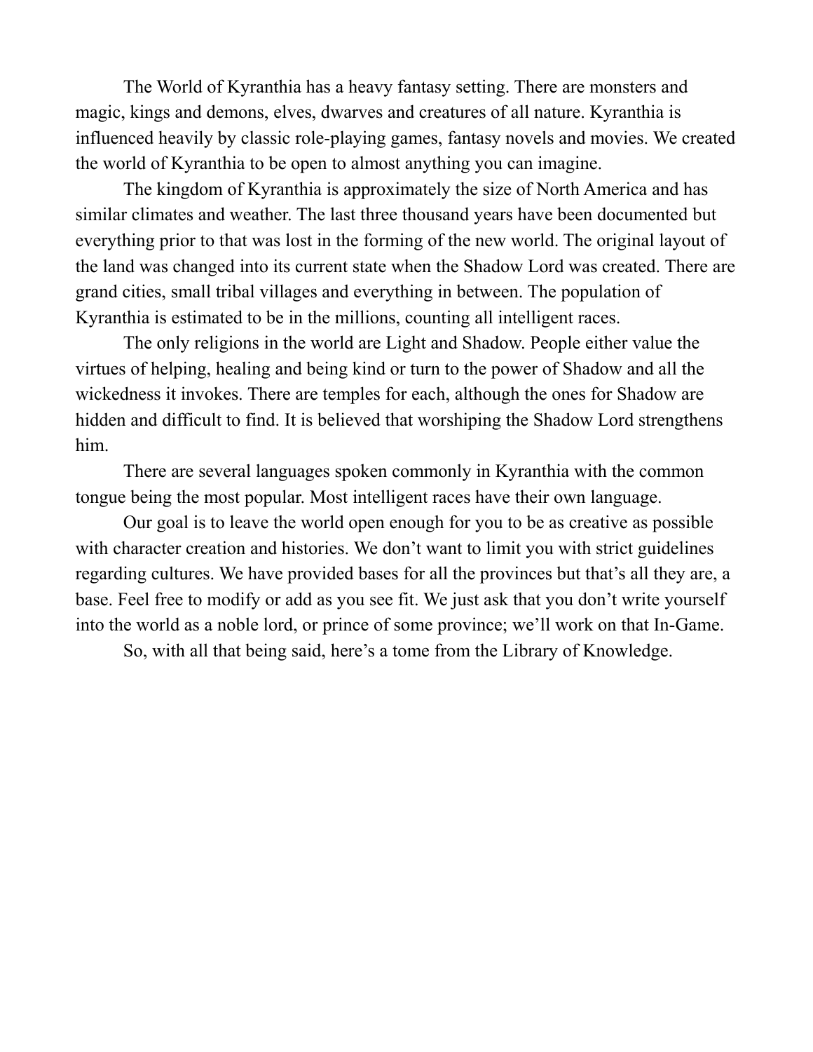The World of Kyranthia has a heavy fantasy setting. There are monsters and magic, kings and demons, elves, dwarves and creatures of all nature. Kyranthia is influenced heavily by classic role-playing games, fantasy novels and movies. We created the world of Kyranthia to be open to almost anything you can imagine.

The kingdom of Kyranthia is approximately the size of North America and has similar climates and weather. The last three thousand years have been documented but everything prior to that was lost in the forming of the new world. The original layout of the land was changed into its current state when the Shadow Lord was created. There are grand cities, small tribal villages and everything in between. The population of Kyranthia is estimated to be in the millions, counting all intelligent races.

The only religions in the world are Light and Shadow. People either value the virtues of helping, healing and being kind or turn to the power of Shadow and all the wickedness it invokes. There are temples for each, although the ones for Shadow are hidden and difficult to find. It is believed that worshiping the Shadow Lord strengthens him.

There are several languages spoken commonly in Kyranthia with the common tongue being the most popular. Most intelligent races have their own language.

Our goal is to leave the world open enough for you to be as creative as possible with character creation and histories. We don't want to limit you with strict guidelines regarding cultures. We have provided bases for all the provinces but that's all they are, a base. Feel free to modify or add as you see fit. We just ask that you don't write yourself into the world as a noble lord, or prince of some province; we'll work on that In-Game.

So, with all that being said, here's a tome from the Library of Knowledge.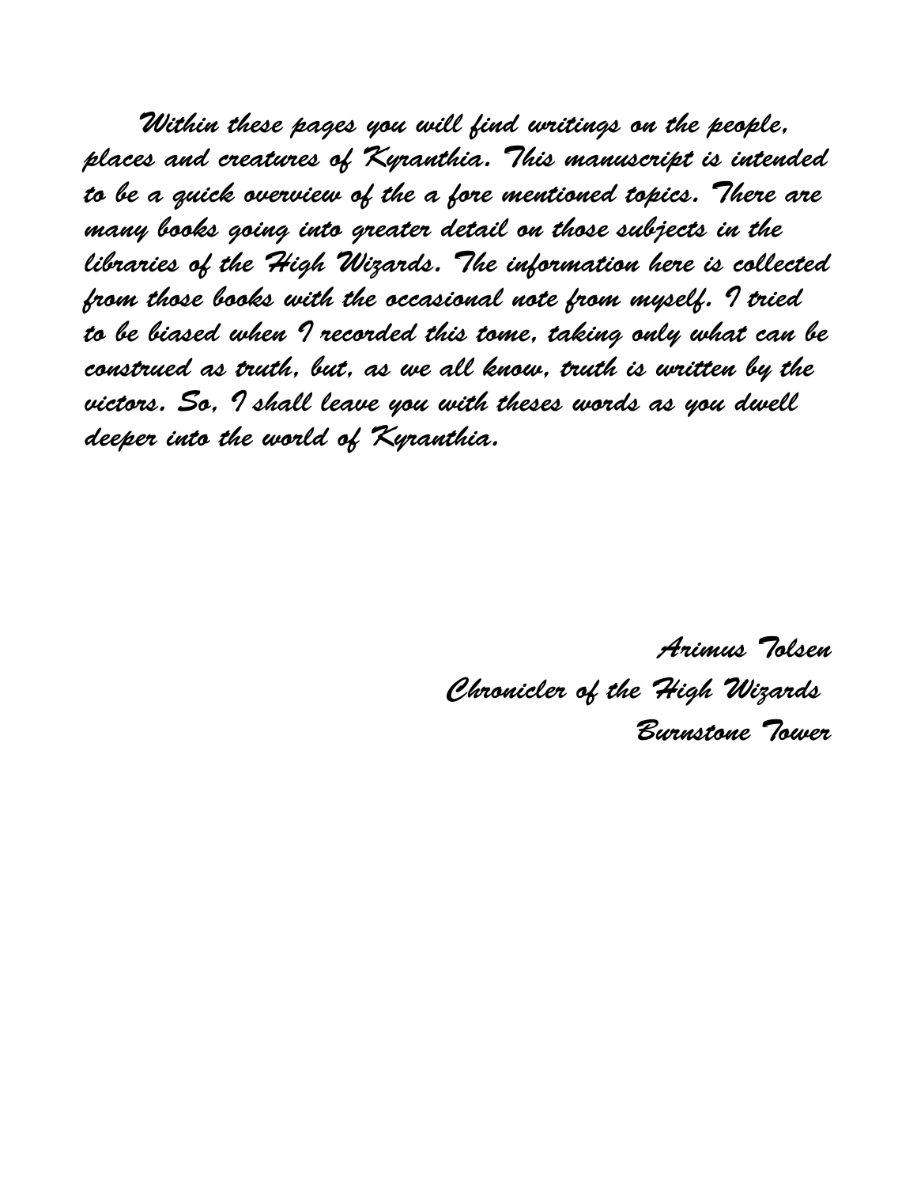*Within these pages you will find writings on the people, places and creatures of Kyranthia. This manuscript is intended to be a quick overview of the a fore mentioned topics. There are many books going into greater detail on those subjects in the libraries of the High Wizards. The information here is collected from those books with the occasional note from myself. I tried to be biased when I recorded this tome, taking only what can be construed as truth, but, as we all know, truth is written by the victors. So, I shall leave you with theses words as you dwell deeper into the world of Kyranthia.*

*Arimus Tolsen*
*Chronicler of the High Wizards*
*Burnstone Tower*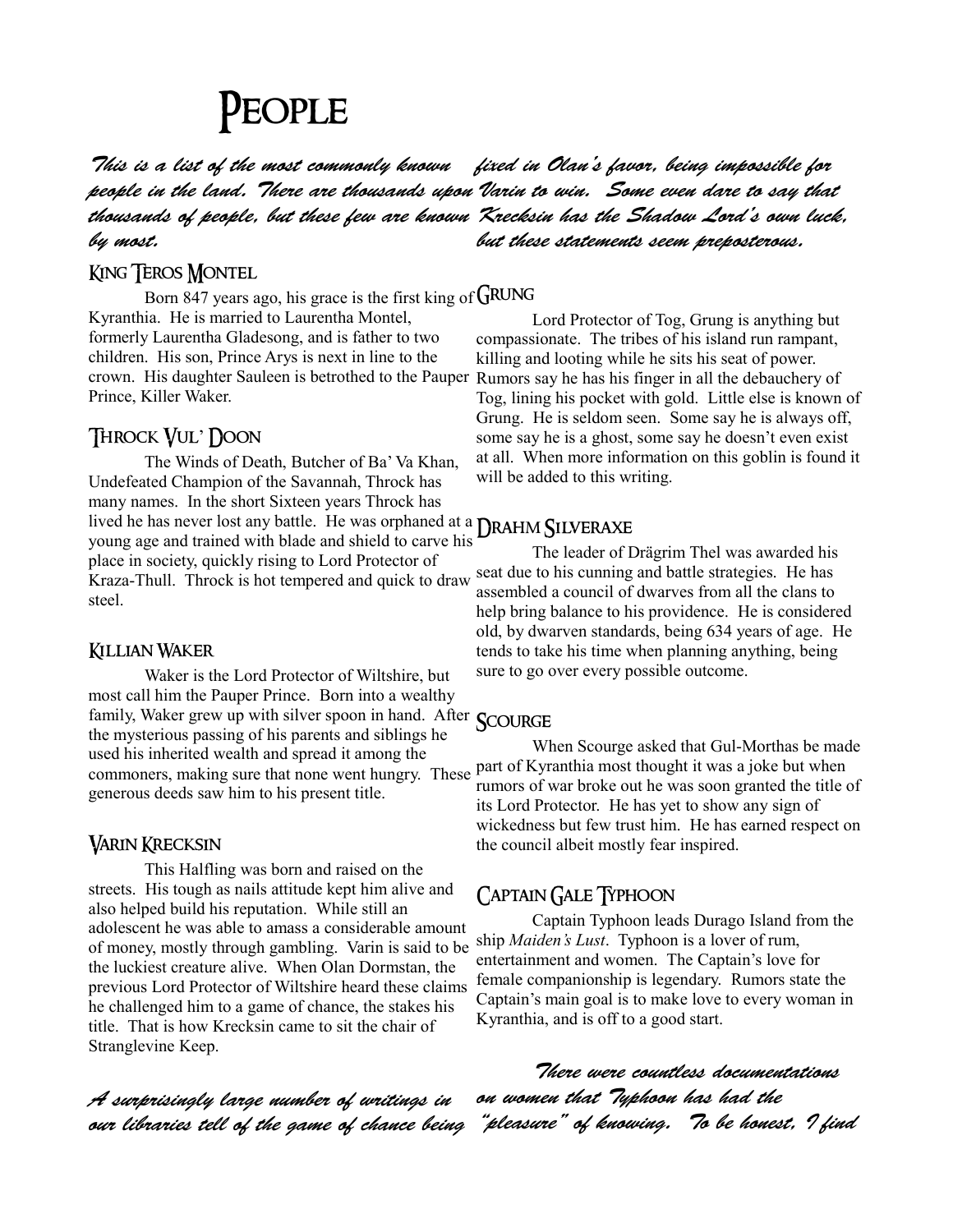# People

*This is a list of the most commonly known people in the land. There are thousands upon thousands of people, but these few are known by most.*

## King Teros Montel

Born 847 years ago, his grace is the first king of Kyranthia. He is married to Laurentha Montel, formerly Laurentha Gladesong, and is father to two children. His son, Prince Arys is next in line to the crown. His daughter Sauleen is betrothed to the Pauper Prince, Killer Waker.

## Throck Vul' Doon

The Winds of Death, Butcher of Ba' Va Khan, Undefeated Champion of the Savannah, Throck has many names. In the short Sixteen years Throck has lived he has never lost any battle. He was orphaned at a young age and trained with blade and shield to carve his place in society, quickly rising to Lord Protector of Kraza-Thull. Throck is hot tempered and quick to draw steel.

## Killian Waker

Waker is the Lord Protector of Wiltshire, but most call him the Pauper Prince. Born into a wealthy family, Waker grew up with silver spoon in hand. After the mysterious passing of his parents and siblings he used his inherited wealth and spread it among the commoners, making sure that none went hungry. These generous deeds saw him to his present title.

## Varin Krecksin

This Halfling was born and raised on the streets. His tough as nails attitude kept him alive and also helped build his reputation. While still an adolescent he was able to amass a considerable amount of money, mostly through gambling. Varin is said to be the luckiest creature alive. When Olan Dormstan, the previous Lord Protector of Wiltshire heard these claims he challenged him to a game of chance, the stakes his title. That is how Krecksin came to sit the chair of Stranglevine Keep.

*A surprisingly large number of writings in our libraries tell of the game of chance being fixed in Olan's favor, being impossible for Varin to win. Some even dare to say that Krecksin has the Shadow Lord's own luck, but these statements seem preposterous.*

## Grung

Lord Protector of Tog, Grung is anything but compassionate. The tribes of his island run rampant, killing and looting while he sits his seat of power. Rumors say he has his finger in all the debauchery of Tog, lining his pocket with gold. Little else is known of Grung. He is seldom seen. Some say he is always off, some say he is a ghost, some say he doesn't even exist at all. When more information on this goblin is found it will be added to this writing.

## Drahm Silveraxe

The leader of Drägrim Thel was awarded his seat due to his cunning and battle strategies. He has assembled a council of dwarves from all the clans to help bring balance to his providence. He is considered old, by dwarven standards, being 634 years of age. He tends to take his time when planning anything, being sure to go over every possible outcome.

## Scourge

When Scourge asked that Gul-Morthas be made part of Kyranthia most thought it was a joke but when rumors of war broke out he was soon granted the title of its Lord Protector. He has yet to show any sign of wickedness but few trust him. He has earned respect on the council albeit mostly fear inspired.

## Captain Gale Typhoon

Captain Typhoon leads Durago Island from the ship *Maiden's Lust*. Typhoon is a lover of rum, entertainment and women. The Captain's love for female companionship is legendary. Rumors state the Captain's main goal is to make love to every woman in Kyranthia, and is off to a good start.

*There were countless documentations on women that Typhoon has had the "pleasure" of knowing. To be honest, I find*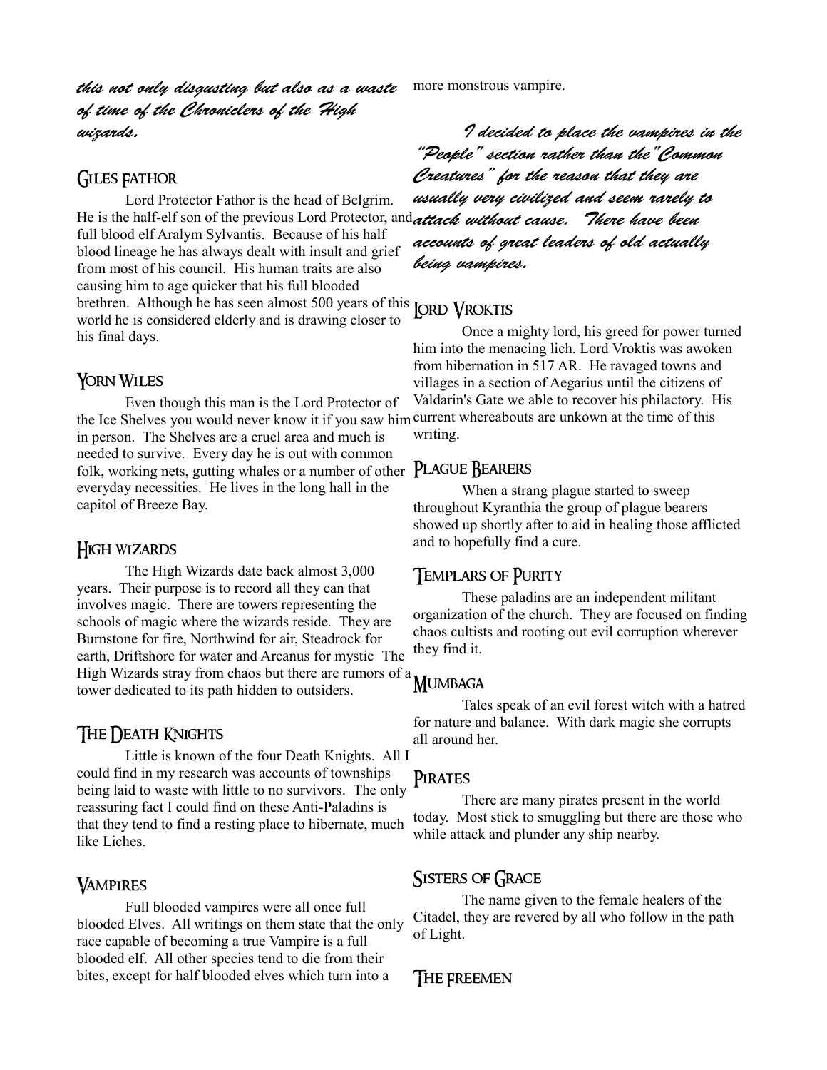*this not only disgusting but also as a waste of time of the Chroniclers of the High wizards.*

## Giles Fathor

Lord Protector Fathor is the head of Belgrim. He is the half-elf son of the previous Lord Protector, and full blood elf Aralym Sylvantis. Because of his half blood lineage he has always dealt with insult and grief from most of his council. His human traits are also causing him to age quicker that his full blooded brethren. Although he has seen almost 500 years of this world he is considered elderly and is drawing closer to his final days.

## Yorn Wiles

Even though this man is the Lord Protector of the Ice Shelves you would never know it if you saw him in person. The Shelves are a cruel area and much is needed to survive. Every day he is out with common folk, working nets, gutting whales or a number of other everyday necessities. He lives in the long hall in the capitol of Breeze Bay.

## High wizards

The High Wizards date back almost 3,000 years. Their purpose is to record all they can that involves magic. There are towers representing the schools of magic where the wizards reside. They are Burnstone for fire, Northwind for air, Steadrock for earth, Driftshore for water and Arcanus for mystic The High Wizards stray from chaos but there are rumors of a tower dedicated to its path hidden to outsiders.

## The Death Knights

Little is known of the four Death Knights. All I could find in my research was accounts of townships being laid to waste with little to no survivors. The only reassuring fact I could find on these Anti-Paladins is that they tend to find a resting place to hibernate, much like Liches.

## Vampires

Full blooded vampires were all once full blooded Elves. All writings on them state that the only race capable of becoming a true Vampire is a full blooded elf. All other species tend to die from their bites, except for half blooded elves which turn into a more monstrous vampire.

*I decided to place the vampires in the "People" section rather than the"Common Creatures" for the reason that they are usually very civilized and seem rarely to attack without cause. There have been accounts of great leaders of old actually being vampires.*

## Lord Vroktis

Once a mighty lord, his greed for power turned him into the menacing lich. Lord Vroktis was awoken from hibernation in 517 AR. He ravaged towns and villages in a section of Aegarius until the citizens of Valdarin's Gate we able to recover his philactory. His current whereabouts are unkown at the time of this writing.

## Plague Bearers

When a strang plague started to sweep throughout Kyranthia the group of plague bearers showed up shortly after to aid in healing those afflicted and to hopefully find a cure.

## Templars of Purity

These paladins are an independent militant organization of the church. They are focused on finding chaos cultists and rooting out evil corruption wherever they find it.

## Mumbaga

Tales speak of an evil forest witch with a hatred for nature and balance. With dark magic she corrupts all around her.

## Pirates

There are many pirates present in the world today. Most stick to smuggling but there are those who while attack and plunder any ship nearby.

## Sisters of Grace

The name given to the female healers of the Citadel, they are revered by all who follow in the path of Light.

## The Freemen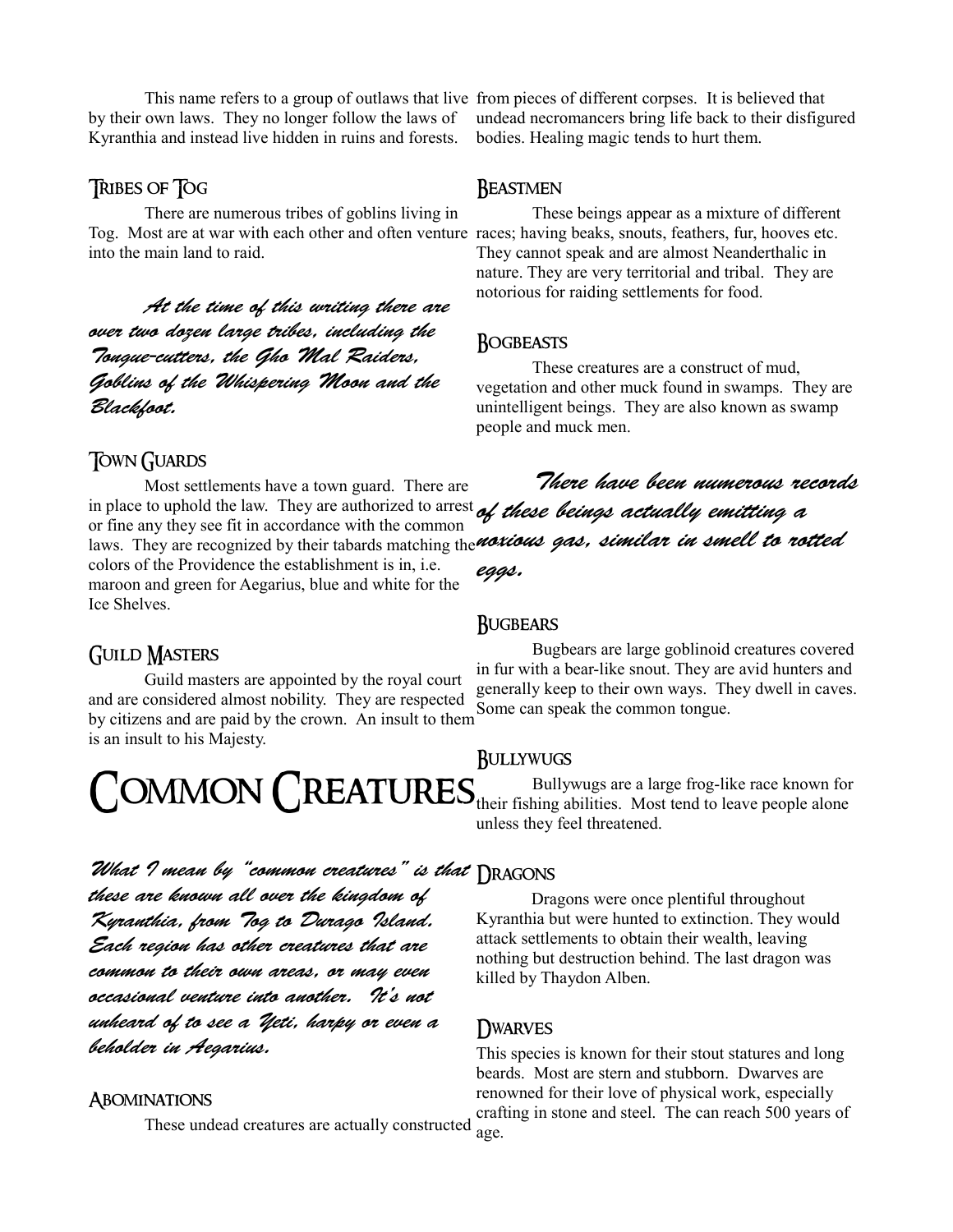This name refers to a group of outlaws that live by their own laws. They no longer follow the laws of Kyranthia and instead live hidden in ruins and forests.

### Tribes of Tog

There are numerous tribes of goblins living in Tog. Most are at war with each other and often venture into the main land to raid.

*At the time of this writing there are over two dozen large tribes, including the Tongue-cutters, the Gho Mal Raiders, Goblins of the Whispering Moon and the Blackfoot.*

### Town Guards

Most settlements have a town guard. There are in place to uphold the law. They are authorized to arrest or fine any they see fit in accordance with the common laws. They are recognized by their tabards matching the colors of the Providence the establishment is in, i.e. maroon and green for Aegarius, blue and white for the Ice Shelves.

### Guild Masters

Guild masters are appointed by the royal court and are considered almost nobility. They are respected by citizens and are paid by the crown. An insult to them is an insult to his Majesty.

# Common Creatures

*What I mean by "common creatures" is that these are known all over the kingdom of Kyranthia, from Tog to Durago Island. Each region has other creatures that are common to their own areas, or may even occasional venture into another. It's not unheard of to see a Yeti, harpy or even a beholder in Aegarius.*

### Abominations

These undead creatures are actually constructed from pieces of different corpses. It is believed that undead necromancers bring life back to their disfigured bodies. Healing magic tends to hurt them.

### Beastmen

These beings appear as a mixture of different races; having beaks, snouts, feathers, fur, hooves etc. They cannot speak and are almost Neanderthalic in nature. They are very territorial and tribal. They are notorious for raiding settlements for food.

### Bogbeasts

These creatures are a construct of mud, vegetation and other muck found in swamps. They are unintelligent beings. They are also known as swamp people and muck men.

*There have been numerous records of these beings actually emitting a noxious gas, similar in smell to rotted eggs.*

### Bugbears

Bugbears are large goblinoid creatures covered in fur with a bear-like snout. They are avid hunters and generally keep to their own ways. They dwell in caves. Some can speak the common tongue.

### Bullywugs

Bullywugs are a large frog-like race known for their fishing abilities. Most tend to leave people alone unless they feel threatened.

### Dragons

Dragons were once plentiful throughout Kyranthia but were hunted to extinction. They would attack settlements to obtain their wealth, leaving nothing but destruction behind. The last dragon was killed by Thaydon Alben.

### Dwarves

This species is known for their stout statures and long beards. Most are stern and stubborn. Dwarves are renowned for their love of physical work, especially crafting in stone and steel. The can reach 500 years of age.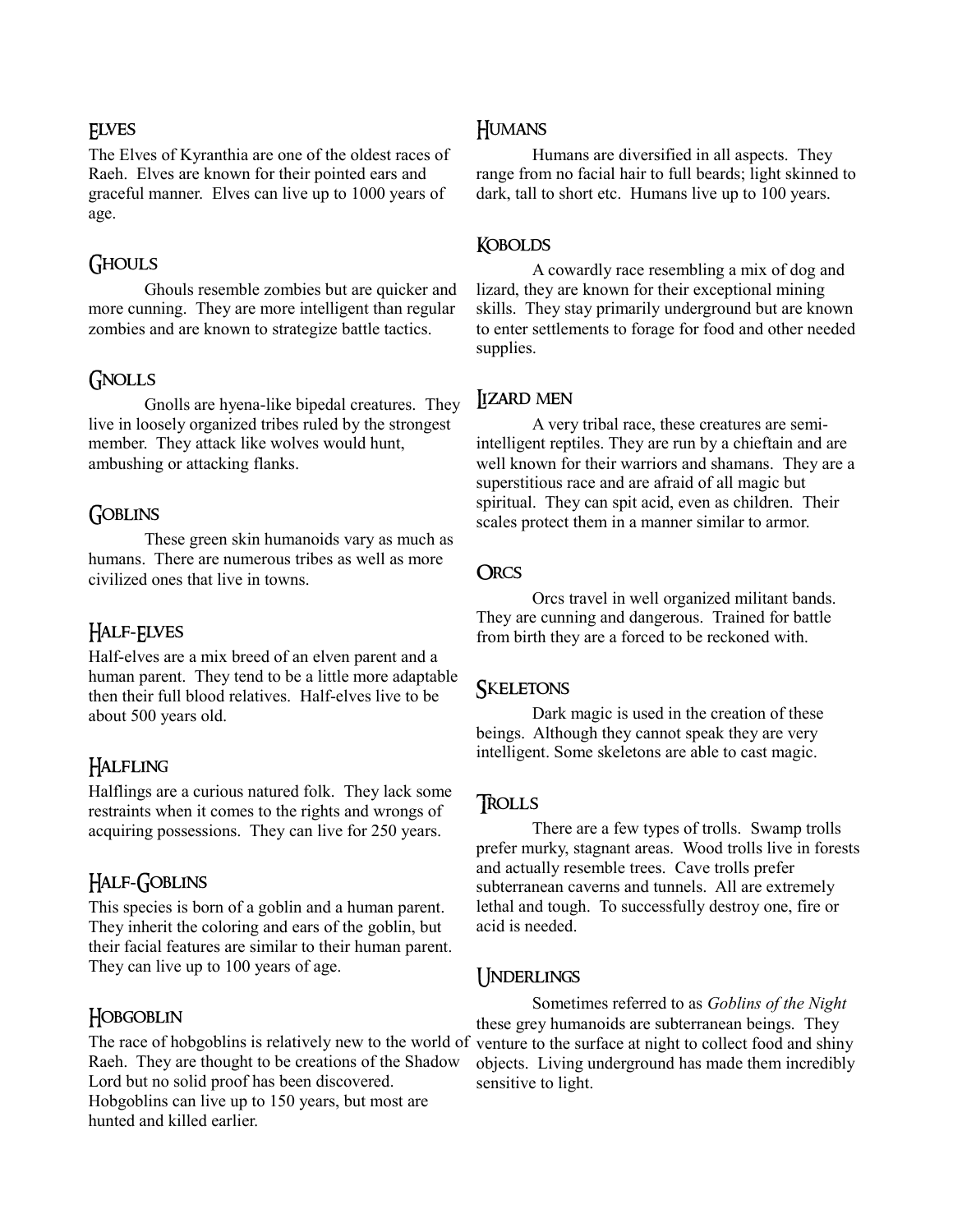## Elves

The Elves of Kyranthia are one of the oldest races of Raeh. Elves are known for their pointed ears and graceful manner. Elves can live up to 1000 years of age.

## Ghouls

Ghouls resemble zombies but are quicker and more cunning. They are more intelligent than regular zombies and are known to strategize battle tactics.

## Gnolls

Gnolls are hyena-like bipedal creatures. They live in loosely organized tribes ruled by the strongest member. They attack like wolves would hunt, ambushing or attacking flanks.

## Goblins

These green skin humanoids vary as much as humans. There are numerous tribes as well as more civilized ones that live in towns.

## Half-Elves

Half-elves are a mix breed of an elven parent and a human parent. They tend to be a little more adaptable then their full blood relatives. Half-elves live to be about 500 years old.

## Halfling

Halflings are a curious natured folk. They lack some restraints when it comes to the rights and wrongs of acquiring possessions. They can live for 250 years.

## Half-Goblins

This species is born of a goblin and a human parent. They inherit the coloring and ears of the goblin, but their facial features are similar to their human parent. They can live up to 100 years of age.

## Hobgoblin

The race of hobgoblins is relatively new to the world of Raeh. They are thought to be creations of the Shadow Lord but no solid proof has been discovered. Hobgoblins can live up to 150 years, but most are hunted and killed earlier.

## Humans

Humans are diversified in all aspects. They range from no facial hair to full beards; light skinned to dark, tall to short etc. Humans live up to 100 years.

## Kobolds

A cowardly race resembling a mix of dog and lizard, they are known for their exceptional mining skills. They stay primarily underground but are known to enter settlements to forage for food and other needed supplies.

## Lizard men

A very tribal race, these creatures are semi-intelligent reptiles. They are run by a chieftain and are well known for their warriors and shamans. They are a superstitious race and are afraid of all magic but spiritual. They can spit acid, even as children. Their scales protect them in a manner similar to armor.

## Orcs

Orcs travel in well organized militant bands. They are cunning and dangerous. Trained for battle from birth they are a forced to be reckoned with.

## Skeletons

Dark magic is used in the creation of these beings. Although they cannot speak they are very intelligent. Some skeletons are able to cast magic.

## Trolls

There are a few types of trolls. Swamp trolls prefer murky, stagnant areas. Wood trolls live in forests and actually resemble trees. Cave trolls prefer subterranean caverns and tunnels. All are extremely lethal and tough. To successfully destroy one, fire or acid is needed.

## Underlings

Sometimes referred to as *Goblins of the Night* these grey humanoids are subterranean beings. They venture to the surface at night to collect food and shiny objects. Living underground has made them incredibly sensitive to light.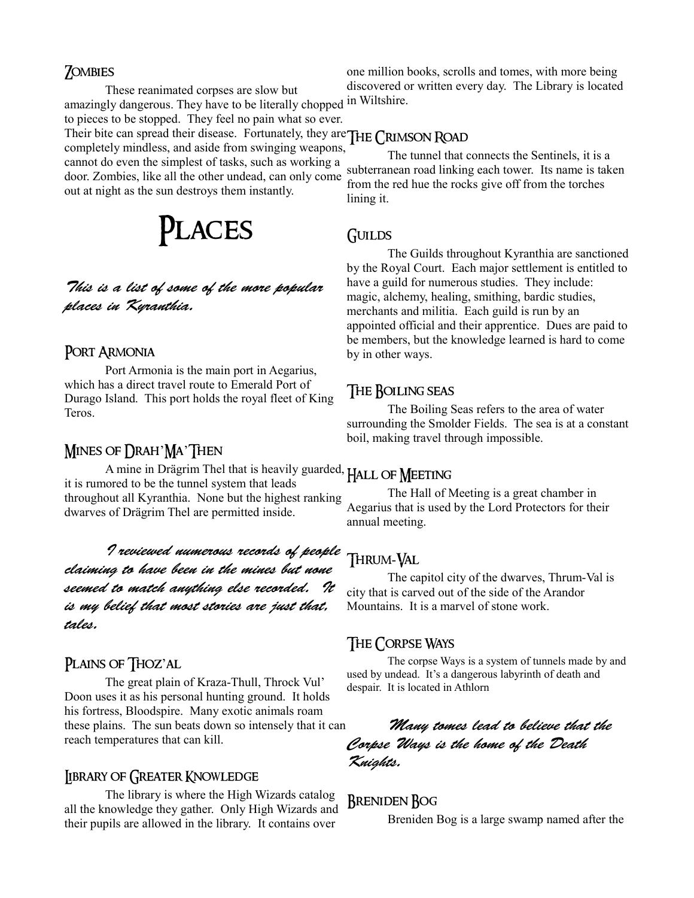### Zombies

These reanimated corpses are slow but amazingly dangerous. They have to be literally chopped to pieces to be stopped. They feel no pain what so ever. Their bite can spread their disease. Fortunately, they are completely mindless, and aside from swinging weapons, cannot do even the simplest of tasks, such as working a door. Zombies, like all the other undead, can only come out at night as the sun destroys them instantly.

# Places

*This is a list of some of the more popular places in Kyranthia.*

### Port Armonia

Port Armonia is the main port in Aegarius, which has a direct travel route to Emerald Port of Durago Island. This port holds the royal fleet of King Teros.

### Mines of Drah'Ma'Then

A mine in Drägrim Thel that is heavily guarded, it is rumored to be the tunnel system that leads throughout all Kyranthia. None but the highest ranking dwarves of Drägrim Thel are permitted inside.

*I reviewed numerous records of people claiming to have been in the mines but none seemed to match anything else recorded. It is my belief that most stories are just that, tales.*

### Plains of Thoz'al

The great plain of Kraza-Thull, Throck Vul' Doon uses it as his personal hunting ground. It holds his fortress, Bloodspire. Many exotic animals roam these plains. The sun beats down so intensely that it can reach temperatures that can kill.

### Library of Greater Knowledge

The library is where the High Wizards catalog all the knowledge they gather. Only High Wizards and their pupils are allowed in the library. It contains over one million books, scrolls and tomes, with more being discovered or written every day. The Library is located in Wiltshire.

### The Crimson Road

The tunnel that connects the Sentinels, it is a subterranean road linking each tower. Its name is taken from the red hue the rocks give off from the torches lining it.

### Guilds

The Guilds throughout Kyranthia are sanctioned by the Royal Court. Each major settlement is entitled to have a guild for numerous studies. They include: magic, alchemy, healing, smithing, bardic studies, merchants and militia. Each guild is run by an appointed official and their apprentice. Dues are paid to be members, but the knowledge learned is hard to come by in other ways.

### The Boiling seas

The Boiling Seas refers to the area of water surrounding the Smolder Fields. The sea is at a constant boil, making travel through impossible.

### Hall of Meeting

The Hall of Meeting is a great chamber in Aegarius that is used by the Lord Protectors for their annual meeting.

### Thrum-Val

The capitol city of the dwarves, Thrum-Val is city that is carved out of the side of the Arandor Mountains. It is a marvel of stone work.

### The Corpse Ways

The corpse Ways is a system of tunnels made by and used by undead. It's a dangerous labyrinth of death and despair. It is located in Athlorn

*Many tomes lead to believe that the Corpse Ways is the home of the Death Knights.*

### Breniden Bog

Breniden Bog is a large swamp named after the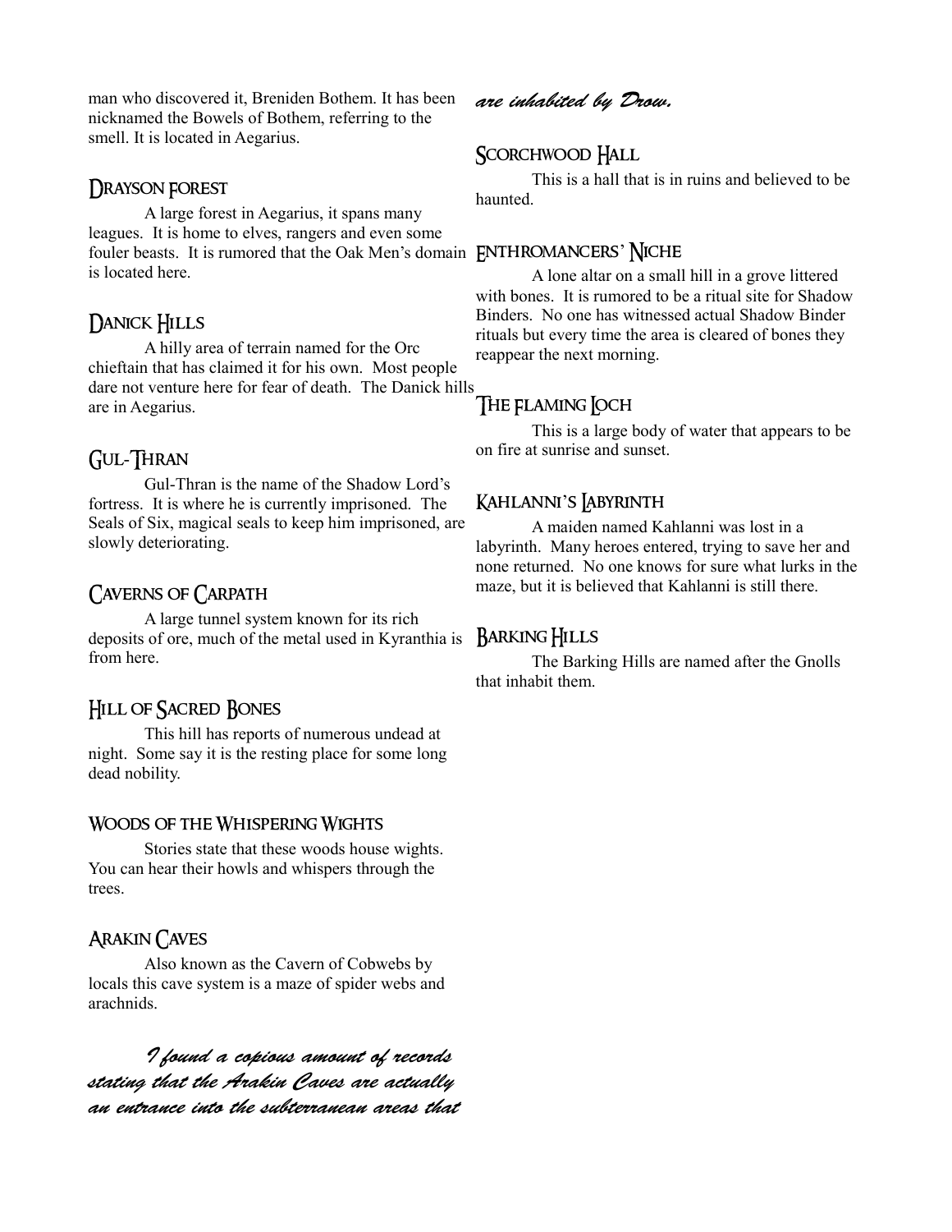man who discovered it, Breniden Bothem. It has been nicknamed the Bowels of Bothem, referring to the smell. It is located in Aegarius.

## Drayson Forest

A large forest in Aegarius, it spans many leagues. It is home to elves, rangers and even some fouler beasts. It is rumored that the Oak Men's domain is located here.

## Danick Hills

A hilly area of terrain named for the Orc chieftain that has claimed it for his own. Most people dare not venture here for fear of death. The Danick hills are in Aegarius.

## Gul-Thran

Gul-Thran is the name of the Shadow Lord's fortress. It is where he is currently imprisoned. The Seals of Six, magical seals to keep him imprisoned, are slowly deteriorating.

## Caverns of Carpath

A large tunnel system known for its rich deposits of ore, much of the metal used in Kyranthia is from here.

## Hill of Sacred Bones

This hill has reports of numerous undead at night. Some say it is the resting place for some long dead nobility.

## Woods of the Whispering Wights

Stories state that these woods house wights. You can hear their howls and whispers through the trees.

## Arakin Caves

Also known as the Cavern of Cobwebs by locals this cave system is a maze of spider webs and arachnids.

*I found a copious amount of records stating that the Arakin Caves are actually an entrance into the subterranean areas that are inhabited by Drow.*

## Scorchwood Hall

This is a hall that is in ruins and believed to be haunted.

## Enthromancers' Niche

A lone altar on a small hill in a grove littered with bones. It is rumored to be a ritual site for Shadow Binders. No one has witnessed actual Shadow Binder rituals but every time the area is cleared of bones they reappear the next morning.

## The Flaming Loch

This is a large body of water that appears to be on fire at sunrise and sunset.

## Kahlanni's Labyrinth

A maiden named Kahlanni was lost in a labyrinth. Many heroes entered, trying to save her and none returned. No one knows for sure what lurks in the maze, but it is believed that Kahlanni is still there.

## Barking Hills

The Barking Hills are named after the Gnolls that inhabit them.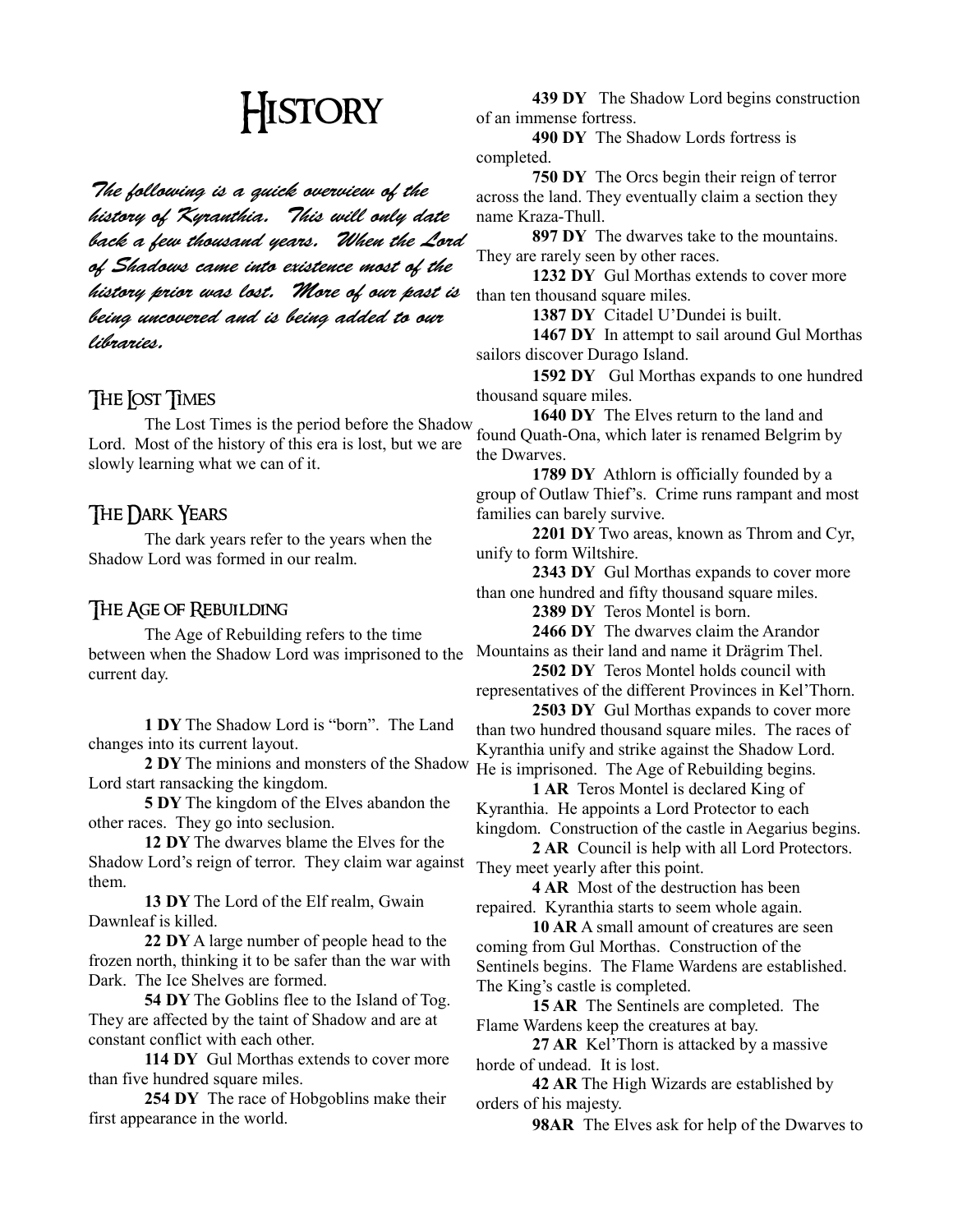# History

*The following is a quick overview of the history of Kyranthia. This will only date back a few thousand years. When the Lord of Shadows came into existence most of the history prior was lost. More of our past is being uncovered and is being added to our libraries.*

## The Lost Times

The Lost Times is the period before the Shadow Lord. Most of the history of this era is lost, but we are slowly learning what we can of it.

## The Dark Years

The dark years refer to the years when the Shadow Lord was formed in our realm.

## The Age of Rebuilding

The Age of Rebuilding refers to the time between when the Shadow Lord was imprisoned to the current day.

**1 DY** The Shadow Lord is "born". The Land changes into its current layout.

**2 DY** The minions and monsters of the Shadow Lord start ransacking the kingdom.

**5 DY** The kingdom of the Elves abandon the other races. They go into seclusion.

**12 DY** The dwarves blame the Elves for the Shadow Lord's reign of terror. They claim war against them.

**13 DY** The Lord of the Elf realm, Gwain Dawnleaf is killed.

**22 DY** A large number of people head to the frozen north, thinking it to be safer than the war with Dark. The Ice Shelves are formed.

**54 DY** The Goblins flee to the Island of Tog. They are affected by the taint of Shadow and are at constant conflict with each other.

**114 DY** Gul Morthas extends to cover more than five hundred square miles.

**254 DY** The race of Hobgoblins make their first appearance in the world.

**439 DY** The Shadow Lord begins construction of an immense fortress.

**490 DY** The Shadow Lords fortress is completed.

**750 DY** The Orcs begin their reign of terror across the land. They eventually claim a section they name Kraza-Thull.

**897 DY** The dwarves take to the mountains. They are rarely seen by other races.

**1232 DY** Gul Morthas extends to cover more than ten thousand square miles.

**1387 DY** Citadel U'Dundei is built.

**1467 DY** In attempt to sail around Gul Morthas sailors discover Durago Island.

**1592 DY** Gul Morthas expands to one hundred thousand square miles.

**1640 DY** The Elves return to the land and found Quath-Ona, which later is renamed Belgrim by the Dwarves.

**1789 DY** Athlorn is officially founded by a group of Outlaw Thief's. Crime runs rampant and most families can barely survive.

**2201 DY** Two areas, known as Throm and Cyr, unify to form Wiltshire.

**2343 DY** Gul Morthas expands to cover more than one hundred and fifty thousand square miles.

**2389 DY** Teros Montel is born.

**2466 DY** The dwarves claim the Arandor Mountains as their land and name it Drägrim Thel.

**2502 DY** Teros Montel holds council with representatives of the different Provinces in Kel'Thorn.

**2503 DY** Gul Morthas expands to cover more than two hundred thousand square miles. The races of Kyranthia unify and strike against the Shadow Lord. He is imprisoned. The Age of Rebuilding begins.

**1 AR** Teros Montel is declared King of Kyranthia. He appoints a Lord Protector to each kingdom. Construction of the castle in Aegarius begins.

**2 AR** Council is help with all Lord Protectors. They meet yearly after this point.

**4 AR** Most of the destruction has been repaired. Kyranthia starts to seem whole again.

**10 AR** A small amount of creatures are seen coming from Gul Morthas. Construction of the Sentinels begins. The Flame Wardens are established. The King's castle is completed.

**15 AR** The Sentinels are completed. The Flame Wardens keep the creatures at bay.

**27 AR** Kel'Thorn is attacked by a massive horde of undead. It is lost.

**42 AR** The High Wizards are established by orders of his majesty.

**98AR** The Elves ask for help of the Dwarves to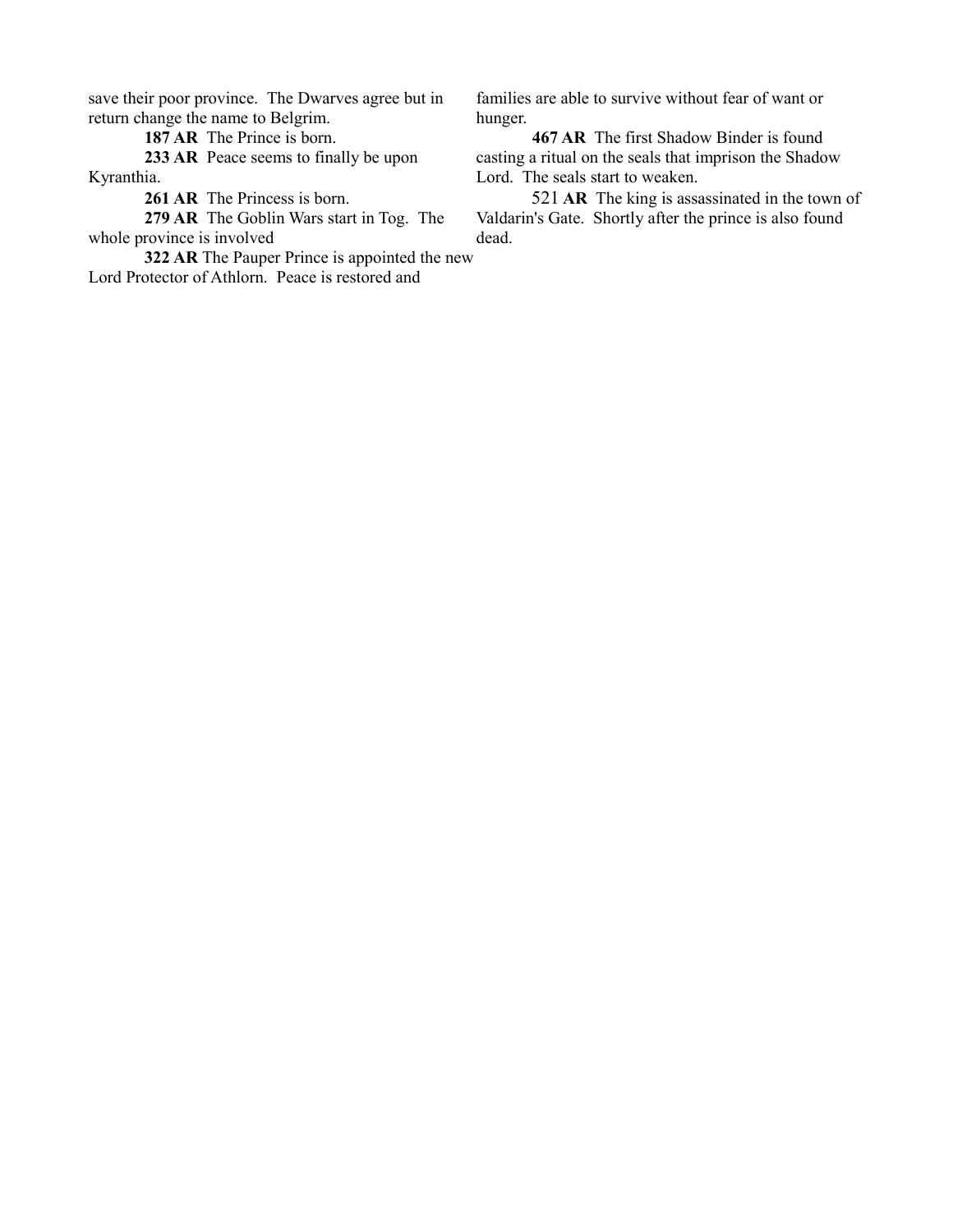save their poor province. The Dwarves agree but in return change the name to Belgrim.

**187 AR** The Prince is born.

**233 AR** Peace seems to finally be upon Kyranthia.

**261 AR** The Princess is born.

**279 AR** The Goblin Wars start in Tog. The whole province is involved

**322 AR** The Pauper Prince is appointed the new Lord Protector of Athlorn. Peace is restored and families are able to survive without fear of want or hunger.

**467 AR** The first Shadow Binder is found casting a ritual on the seals that imprison the Shadow Lord. The seals start to weaken.

521 **AR** The king is assassinated in the town of Valdarin's Gate. Shortly after the prince is also found dead.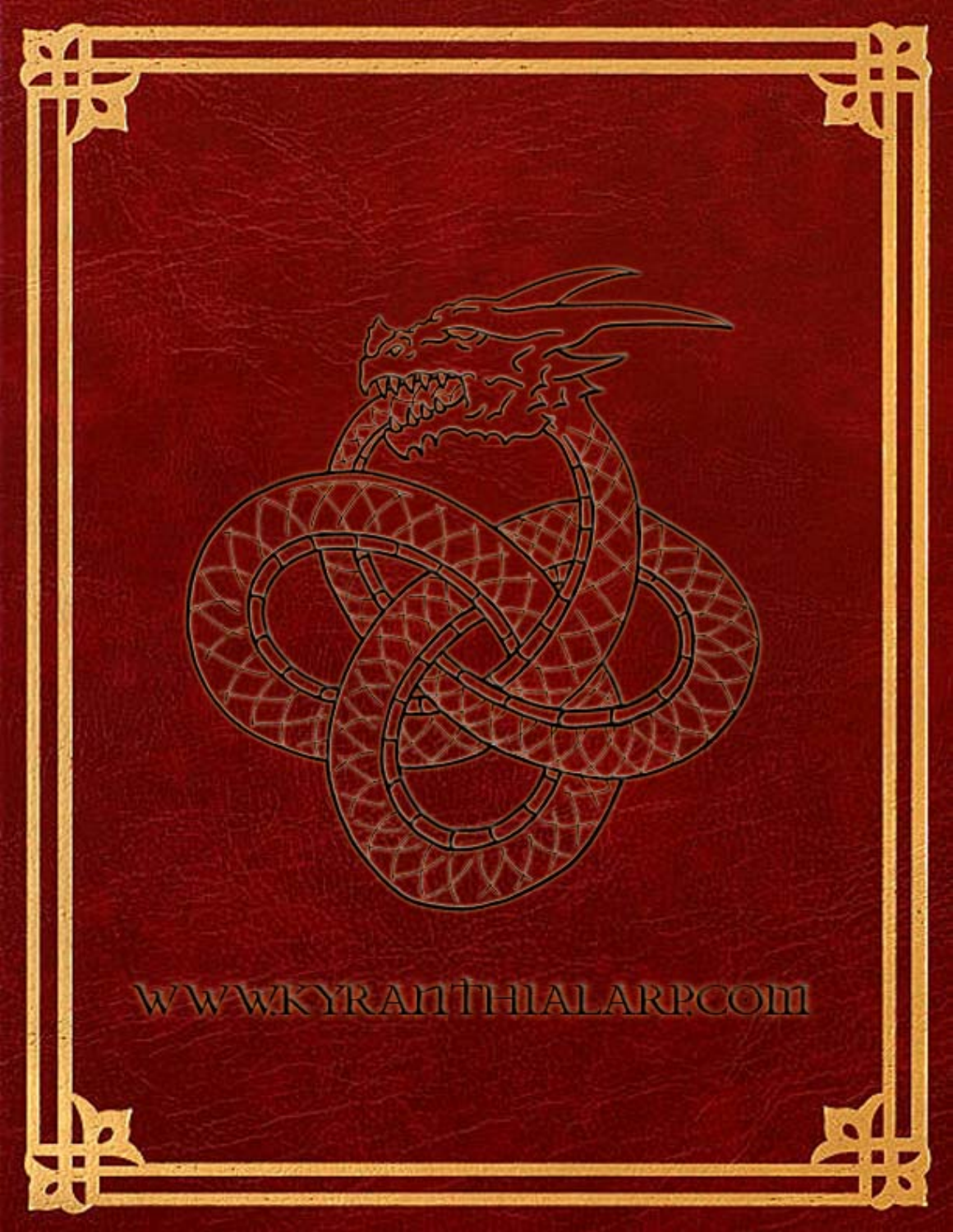WWW.KYRANTHIALARP.COM